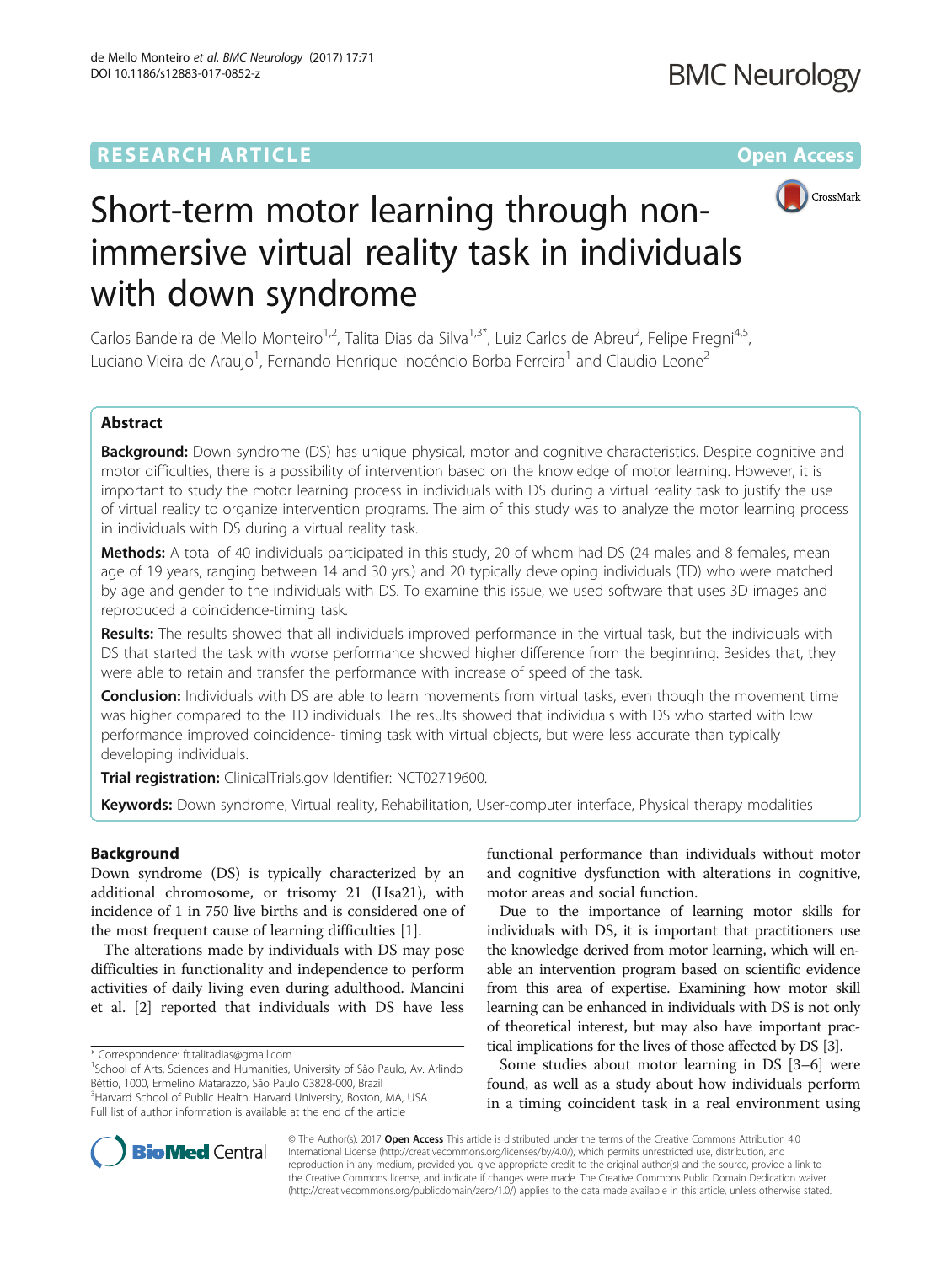# Short-term motor learning through non-immersive virtual reality task in individuals with down syndrome

Carlos Bandeira de Mello Monteiro[1,2], Talita Dias da Silva[1,3*], Luiz Carlos de Abreu[2], Felipe Fregni[4,5], Luciano Vieira de Araujo[1], Fernando Henrique Inocêncio Borba Ferreira[1] and Claudio Leone[2]

## Abstract

**Background:** Down syndrome (DS) has unique physical, motor and cognitive characteristics. Despite cognitive and motor difficulties, there is a possibility of intervention based on the knowledge of motor learning. However, it is important to study the motor learning process in individuals with DS during a virtual reality task to justify the use of virtual reality to organize intervention programs. The aim of this study was to analyze the motor learning process in individuals with DS during a virtual reality task.

**Methods:** A total of 40 individuals participated in this study, 20 of whom had DS (24 males and 8 females, mean age of 19 years, ranging between 14 and 30 yrs.) and 20 typically developing individuals (TD) who were matched by age and gender to the individuals with DS. To examine this issue, we used software that uses 3D images and reproduced a coincidence-timing task.

**Results:** The results showed that all individuals improved performance in the virtual task, but the individuals with DS that started the task with worse performance showed higher difference from the beginning. Besides that, they were able to retain and transfer the performance with increase of speed of the task.

**Conclusion:** Individuals with DS are able to learn movements from virtual tasks, even though the movement time was higher compared to the TD individuals. The results showed that individuals with DS who started with low performance improved coincidence- timing task with virtual objects, but were less accurate than typically developing individuals.

**Trial registration:** ClinicalTrials.gov Identifier: NCT02719600.

**Keywords:** Down syndrome, Virtual reality, Rehabilitation, User-computer interface, Physical therapy modalities

## Background

Down syndrome (DS) is typically characterized by an additional chromosome, or trisomy 21 (Hsa21), with incidence of 1 in 750 live births and is considered one of the most frequent cause of learning difficulties [1].

The alterations made by individuals with DS may pose difficulties in functionality and independence to perform activities of daily living even during adulthood. Mancini et al. [2] reported that individuals with DS have less functional performance than individuals without motor and cognitive dysfunction with alterations in cognitive, motor areas and social function.

Due to the importance of learning motor skills for individuals with DS, it is important that practitioners use the knowledge derived from motor learning, which will enable an intervention program based on scientific evidence from this area of expertise. Examining how motor skill learning can be enhanced in individuals with DS is not only of theoretical interest, but may also have important practical implications for the lives of those affected by DS [3].

Some studies about motor learning in DS [3–6] were found, as well as a study about how individuals perform in a timing coincident task in a real environment using

\* Correspondence: ft.talitadias@gmail.com
[1]School of Arts, Sciences and Humanities, University of São Paulo, Av. Arlindo Béttio, 1000, Ermelino Matarazzo, São Paulo 03828-000, Brazil
[3]Harvard School of Public Health, Harvard University, Boston, MA, USA
Full list of author information is available at the end of the article

© The Author(s). 2017 **Open Access** This article is distributed under the terms of the Creative Commons Attribution 4.0 International License (http://creativecommons.org/licenses/by/4.0/), which permits unrestricted use, distribution, and reproduction in any medium, provided you give appropriate credit to the original author(s) and the source, provide a link to the Creative Commons license, and indicate if changes were made. The Creative Commons Public Domain Dedication waiver (http://creativecommons.org/publicdomain/zero/1.0/) applies to the data made available in this article, unless otherwise stated.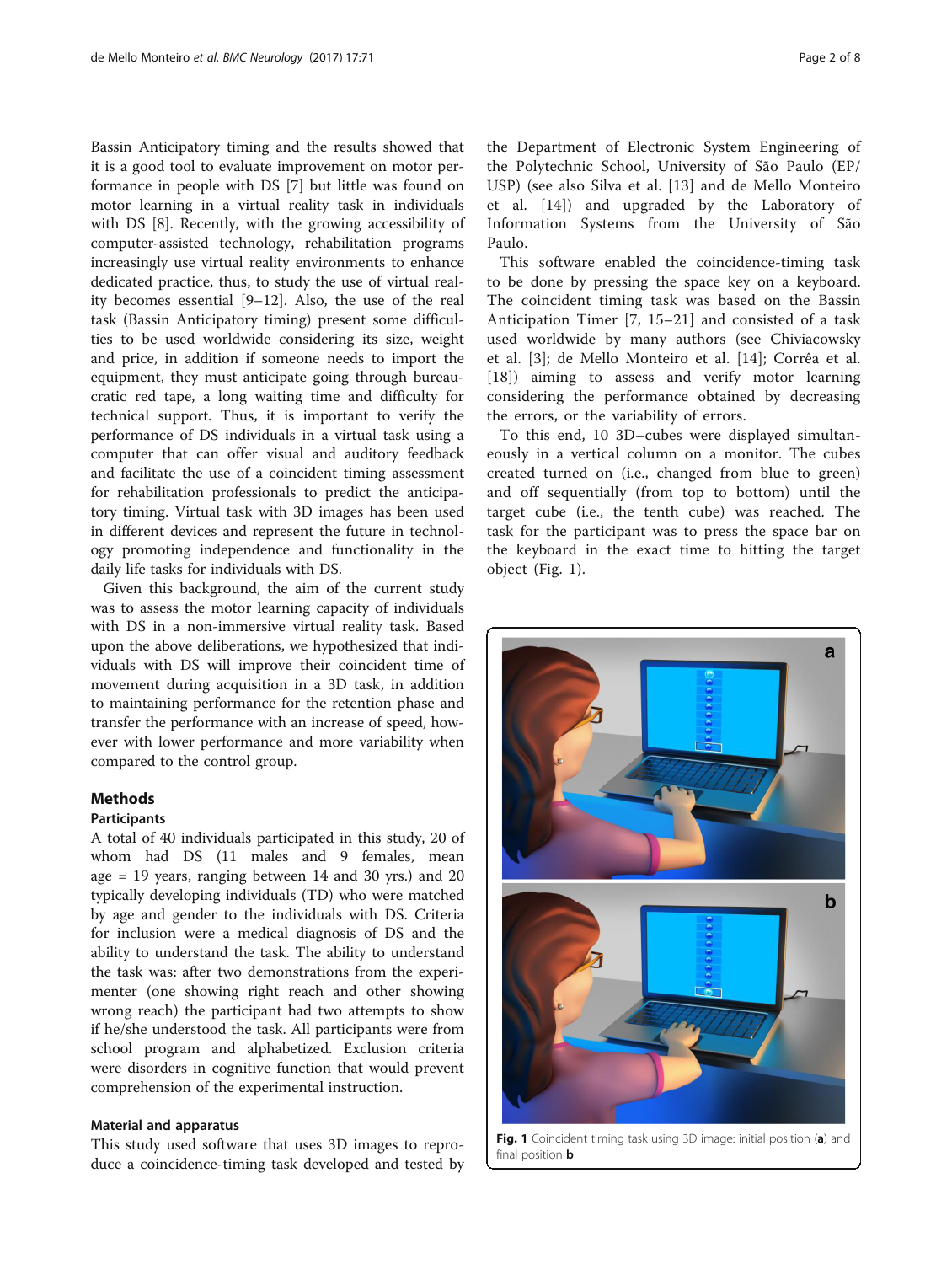Bassin Anticipatory timing and the results showed that it is a good tool to evaluate improvement on motor performance in people with DS [7] but little was found on motor learning in a virtual reality task in individuals with DS [8]. Recently, with the growing accessibility of computer-assisted technology, rehabilitation programs increasingly use virtual reality environments to enhance dedicated practice, thus, to study the use of virtual reality becomes essential [9–12]. Also, the use of the real task (Bassin Anticipatory timing) present some difficulties to be used worldwide considering its size, weight and price, in addition if someone needs to import the equipment, they must anticipate going through bureaucratic red tape, a long waiting time and difficulty for technical support. Thus, it is important to verify the performance of DS individuals in a virtual task using a computer that can offer visual and auditory feedback and facilitate the use of a coincident timing assessment for rehabilitation professionals to predict the anticipatory timing. Virtual task with 3D images has been used in different devices and represent the future in technology promoting independence and functionality in the daily life tasks for individuals with DS.

Given this background, the aim of the current study was to assess the motor learning capacity of individuals with DS in a non-immersive virtual reality task. Based upon the above deliberations, we hypothesized that individuals with DS will improve their coincident time of movement during acquisition in a 3D task, in addition to maintaining performance for the retention phase and transfer the performance with an increase of speed, however with lower performance and more variability when compared to the control group.

## Methods

### Participants

A total of 40 individuals participated in this study, 20 of whom had DS (11 males and 9 females, mean age = 19 years, ranging between 14 and 30 yrs.) and 20 typically developing individuals (TD) who were matched by age and gender to the individuals with DS. Criteria for inclusion were a medical diagnosis of DS and the ability to understand the task. The ability to understand the task was: after two demonstrations from the experimenter (one showing right reach and other showing wrong reach) the participant had two attempts to show if he/she understood the task. All participants were from school program and alphabetized. Exclusion criteria were disorders in cognitive function that would prevent comprehension of the experimental instruction.

### Material and apparatus

This study used software that uses 3D images to reproduce a coincidence-timing task developed and tested by the Department of Electronic System Engineering of the Polytechnic School, University of São Paulo (EP/USP) (see also Silva et al. [13] and de Mello Monteiro et al. [14]) and upgraded by the Laboratory of Information Systems from the University of São Paulo.

This software enabled the coincidence-timing task to be done by pressing the space key on a keyboard. The coincident timing task was based on the Bassin Anticipation Timer [7, 15–21] and consisted of a task used worldwide by many authors (see Chiviacowsky et al. [3]; de Mello Monteiro et al. [14]; Corrêa et al. [18]) aiming to assess and verify motor learning considering the performance obtained by decreasing the errors, or the variability of errors.

To this end, 10 3D–cubes were displayed simultaneously in a vertical column on a monitor. The cubes created turned on (i.e., changed from blue to green) and off sequentially (from top to bottom) until the target cube (i.e., the tenth cube) was reached. The task for the participant was to press the space bar on the keyboard in the exact time to hitting the target object (Fig. 1).

**Fig. 1** Coincident timing task using 3D image: initial position (**a**) and final position **b**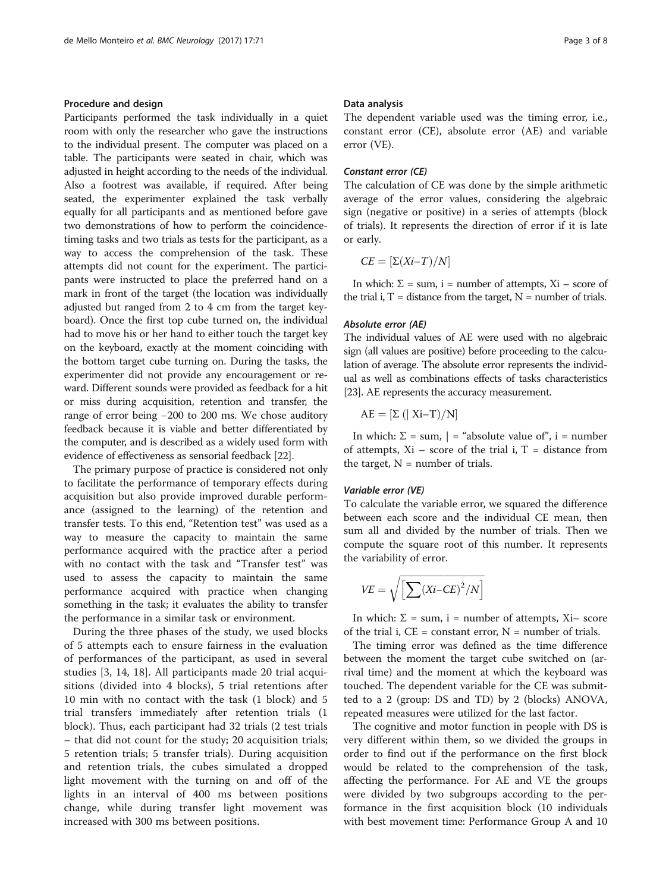### Procedure and design

Participants performed the task individually in a quiet room with only the researcher who gave the instructions to the individual present. The computer was placed on a table. The participants were seated in chair, which was adjusted in height according to the needs of the individual. Also a footrest was available, if required. After being seated, the experimenter explained the task verbally equally for all participants and as mentioned before gave two demonstrations of how to perform the coincidence-timing tasks and two trials as tests for the participant, as a way to access the comprehension of the task. These attempts did not count for the experiment. The participants were instructed to place the preferred hand on a mark in front of the target (the location was individually adjusted but ranged from 2 to 4 cm from the target keyboard). Once the first top cube turned on, the individual had to move his or her hand to either touch the target key on the keyboard, exactly at the moment coinciding with the bottom target cube turning on. During the tasks, the experimenter did not provide any encouragement or reward. Different sounds were provided as feedback for a hit or miss during acquisition, retention and transfer, the range of error being −200 to 200 ms. We chose auditory feedback because it is viable and better differentiated by the computer, and is described as a widely used form with evidence of effectiveness as sensorial feedback [22].

The primary purpose of practice is considered not only to facilitate the performance of temporary effects during acquisition but also provide improved durable performance (assigned to the learning) of the retention and transfer tests. To this end, "Retention test" was used as a way to measure the capacity to maintain the same performance acquired with the practice after a period with no contact with the task and "Transfer test" was used to assess the capacity to maintain the same performance acquired with practice when changing something in the task; it evaluates the ability to transfer the performance in a similar task or environment.

During the three phases of the study, we used blocks of 5 attempts each to ensure fairness in the evaluation of performances of the participant, as used in several studies [3, 14, 18]. All participants made 20 trial acquisitions (divided into 4 blocks), 5 trial retentions after 10 min with no contact with the task (1 block) and 5 trial transfers immediately after retention trials (1 block). Thus, each participant had 32 trials (2 test trials – that did not count for the study; 20 acquisition trials; 5 retention trials; 5 transfer trials). During acquisition and retention trials, the cubes simulated a dropped light movement with the turning on and off of the lights in an interval of 400 ms between positions change, while during transfer light movement was increased with 300 ms between positions.

### Data analysis

The dependent variable used was the timing error, i.e., constant error (CE), absolute error (AE) and variable error (VE).

#### *Constant error (CE)*

The calculation of CE was done by the simple arithmetic average of the error values, considering the algebraic sign (negative or positive) in a series of attempts (block of trials). It represents the direction of error if it is late or early.

$$CE = [\Sigma(Xi{-}T)/N]$$

In which: $\Sigma$ = sum, i = number of attempts, Xi – score of the trial i, T = distance from the target, N = number of trials.

#### *Absolute error (AE)*

The individual values of AE were used with no algebraic sign (all values are positive) before proceeding to the calculation of average. The absolute error represents the individual as well as combinations effects of tasks characteristics [23]. AE represents the accuracy measurement.

$$\mathrm{AE} = [\Sigma\ (|\ \mathrm{Xi}{-}\mathrm{T})/\mathrm{N}]$$

In which: $\Sigma$ = sum, | = "absolute value of", i = number of attempts, Xi – score of the trial i, T = distance from the target, N = number of trials.

#### *Variable error (VE)*

To calculate the variable error, we squared the difference between each score and the individual CE mean, then sum all and divided by the number of trials. Then we compute the square root of this number. It represents the variability of error.

$$VE = \sqrt{\left[\sum (Xi{-}CE)^2/N\right]}$$

In which: $\Sigma$ = sum, i = number of attempts, Xi– score of the trial i, CE = constant error, N = number of trials.

The timing error was defined as the time difference between the moment the target cube switched on (arrival time) and the moment at which the keyboard was touched. The dependent variable for the CE was submitted to a 2 (group: DS and TD) by 2 (blocks) ANOVA, repeated measures were utilized for the last factor.

The cognitive and motor function in people with DS is very different within them, so we divided the groups in order to find out if the performance on the first block would be related to the comprehension of the task, affecting the performance. For AE and VE the groups were divided by two subgroups according to the performance in the first acquisition block (10 individuals with best movement time: Performance Group A and 10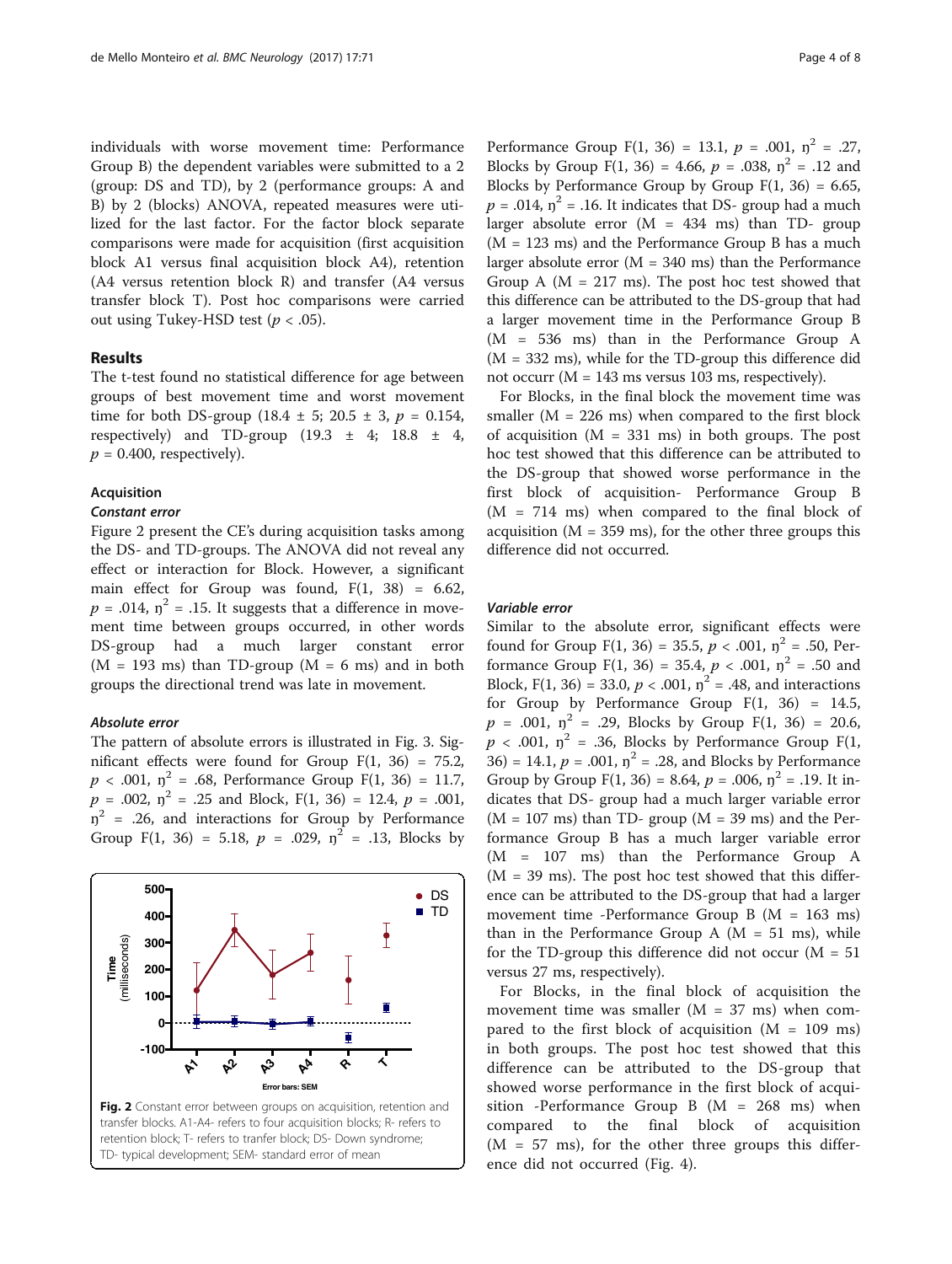individuals with worse movement time: Performance Group B) the dependent variables were submitted to a 2 (group: DS and TD), by 2 (performance groups: A and B) by 2 (blocks) ANOVA, repeated measures were utilized for the last factor. For the factor block separate comparisons were made for acquisition (first acquisition block A1 versus final acquisition block A4), retention (A4 versus retention block R) and transfer (A4 versus transfer block T). Post hoc comparisons were carried out using Tukey-HSD test ($p < .05$).

## Results

The t-test found no statistical difference for age between groups of best movement time and worst movement time for both DS-group (18.4 ± 5; 20.5 ± 3, $p = 0.154$, respectively) and TD-group (19.3 ± 4; 18.8 ± 4, $p = 0.400$, respectively).

### Acquisition

#### *Constant error*

Figure 2 present the CE's during acquisition tasks among the DS- and TD-groups. The ANOVA did not reveal any effect or interaction for Block. However, a significant main effect for Group was found, $F(1, 38) = 6.62$, $p = .014$, $\eta^2 = .15$. It suggests that a difference in movement time between groups occurred, in other words DS-group had a much larger constant error (M = 193 ms) than TD-group (M = 6 ms) and in both groups the directional trend was late in movement.

#### *Absolute error*

The pattern of absolute errors is illustrated in Fig. 3. Significant effects were found for Group $F(1, 36) = 75.2$, $p < .001$, $\eta^2 = .68$, Performance Group $F(1, 36) = 11.7$, $p = .002$, $\eta^2 = .25$ and Block, $F(1, 36) = 12.4$, $p = .001$, $\eta^2 = .26$, and interactions for Group by Performance Group $F(1, 36) = 5.18$, $p = .029$, $\eta^2 = .13$, Blocks by Performance Group $F(1, 36) = 13.1$, $p = .001$, $\eta^2 = .27$, Blocks by Group $F(1, 36) = 4.66$, $p = .038$, $\eta^2 = .12$ and Blocks by Performance Group by Group $F(1, 36) = 6.65$, $p = .014$, $\eta^2 = .16$. It indicates that DS- group had a much larger absolute error (M = 434 ms) than TD- group (M = 123 ms) and the Performance Group B has a much larger absolute error (M = 340 ms) than the Performance Group A (M = 217 ms). The post hoc test showed that this difference can be attributed to the DS-group that had a larger movement time in the Performance Group B (M = 536 ms) than in the Performance Group A (M = 332 ms), while for the TD-group this difference did not occurr (M = 143 ms versus 103 ms, respectively).

For Blocks, in the final block the movement time was smaller (M = 226 ms) when compared to the first block of acquisition (M = 331 ms) in both groups. The post hoc test showed that this difference can be attributed to the DS-group that showed worse performance in the first block of acquisition- Performance Group B (M = 714 ms) when compared to the final block of acquisition (M = 359 ms), for the other three groups this difference did not occurred.

Fig. 2 Constant error between groups on acquisition, retention and transfer blocks. A1-A4- refers to four acquisition blocks; R- refers to retention block; T- refers to tranfer block; DS- Down syndrome; TD- typical development; SEM- standard error of mean

#### *Variable error*

Similar to the absolute error, significant effects were found for Group $F(1, 36) = 35.5$, $p < .001$, $\eta^2 = .50$, Performance Group $F(1, 36) = 35.4$, $p < .001$, $\eta^2 = .50$ and Block, $F(1, 36) = 33.0$, $p < .001$, $\eta^2 = .48$, and interactions for Group by Performance Group $F(1, 36) = 14.5$, $p = .001$, $\eta^2 = .29$, Blocks by Group $F(1, 36) = 20.6$, $p < .001$, $\eta^2 = .36$, Blocks by Performance Group $F(1, 36) = 14.1$, $p = .001$, $\eta^2 = .28$, and Blocks by Performance Group by Group $F(1, 36) = 8.64$, $p = .006$, $\eta^2 = .19$. It indicates that DS- group had a much larger variable error (M = 107 ms) than TD- group (M = 39 ms) and the Performance Group B has a much larger variable error (M = 107 ms) than the Performance Group A (M = 39 ms). The post hoc test showed that this difference can be attributed to the DS-group that had a larger movement time -Performance Group B (M = 163 ms) than in the Performance Group A (M = 51 ms), while for the TD-group this difference did not occur (M = 51 versus 27 ms, respectively).

For Blocks, in the final block of acquisition the movement time was smaller (M = 37 ms) when compared to the first block of acquisition (M = 109 ms) in both groups. The post hoc test showed that this difference can be attributed to the DS-group that showed worse performance in the first block of acquisition -Performance Group B (M = 268 ms) when compared to the final block of acquisition (M = 57 ms), for the other three groups this difference did not occurred (Fig. 4).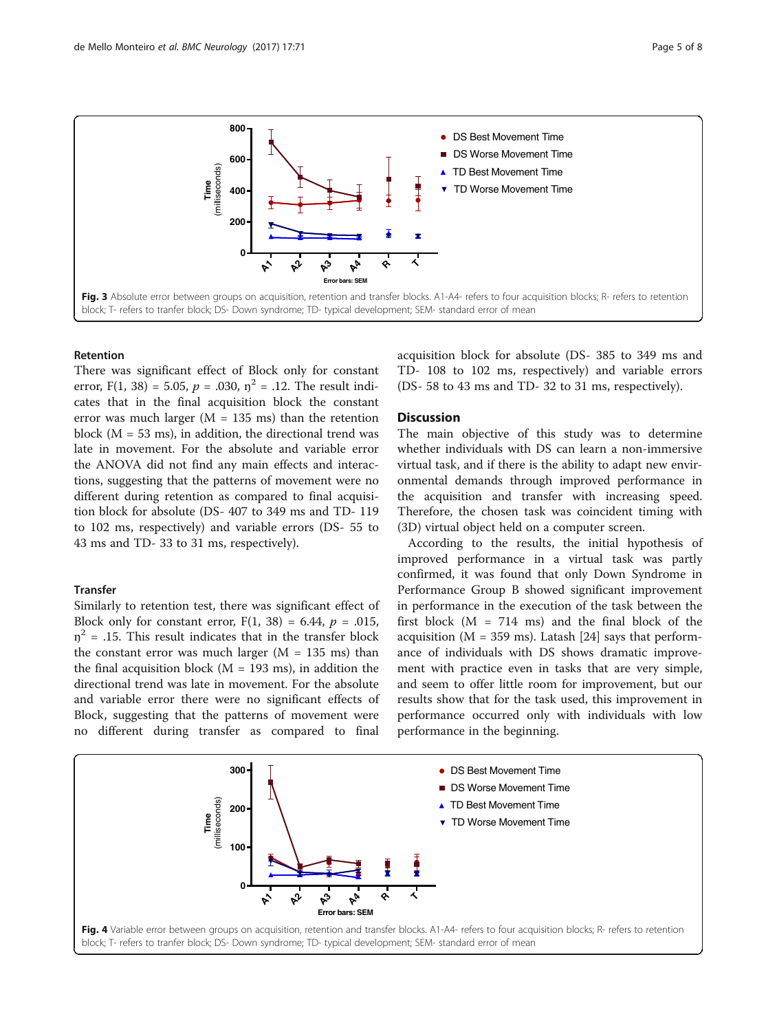Fig. 3 Absolute error between groups on acquisition, retention and transfer blocks. A1-A4- refers to four acquisition blocks; R- refers to retention block; T- refers to tranfer block; DS- Down syndrome; TD- typical development; SEM- standard error of mean

### Retention

There was significant effect of Block only for constant error, $F(1, 38) = 5.05$, $p = .030$, $\eta^2 = .12$. The result indicates that in the final acquisition block the constant error was much larger (M = 135 ms) than the retention block (M = 53 ms), in addition, the directional trend was late in movement. For the absolute and variable error the ANOVA did not find any main effects and interactions, suggesting that the patterns of movement were no different during retention as compared to final acquisition block for absolute (DS- 407 to 349 ms and TD- 119 to 102 ms, respectively) and variable errors (DS- 55 to 43 ms and TD- 33 to 31 ms, respectively).

### Transfer

Similarly to retention test, there was significant effect of Block only for constant error, $F(1, 38) = 6.44$, $p = .015$, $\eta^2 = .15$. This result indicates that in the transfer block the constant error was much larger (M = 135 ms) than the final acquisition block (M = 193 ms), in addition the directional trend was late in movement. For the absolute and variable error there were no significant effects of Block, suggesting that the patterns of movement were no different during transfer as compared to final acquisition block for absolute (DS- 385 to 349 ms and TD- 108 to 102 ms, respectively) and variable errors (DS- 58 to 43 ms and TD- 32 to 31 ms, respectively).

## Discussion

The main objective of this study was to determine whether individuals with DS can learn a non-immersive virtual task, and if there is the ability to adapt new environmental demands through improved performance in the acquisition and transfer with increasing speed. Therefore, the chosen task was coincident timing with (3D) virtual object held on a computer screen.

According to the results, the initial hypothesis of improved performance in a virtual task was partly confirmed, it was found that only Down Syndrome in Performance Group B showed significant improvement in performance in the execution of the task between the first block (M = 714 ms) and the final block of the acquisition (M = 359 ms). Latash [24] says that performance of individuals with DS shows dramatic improvement with practice even in tasks that are very simple, and seem to offer little room for improvement, but our results show that for the task used, this improvement in performance occurred only with individuals with low performance in the beginning.

Fig. 4 Variable error between groups on acquisition, retention and transfer blocks. A1-A4- refers to four acquisition blocks; R- refers to retention block; T- refers to tranfer block; DS- Down syndrome; TD- typical development; SEM- standard error of mean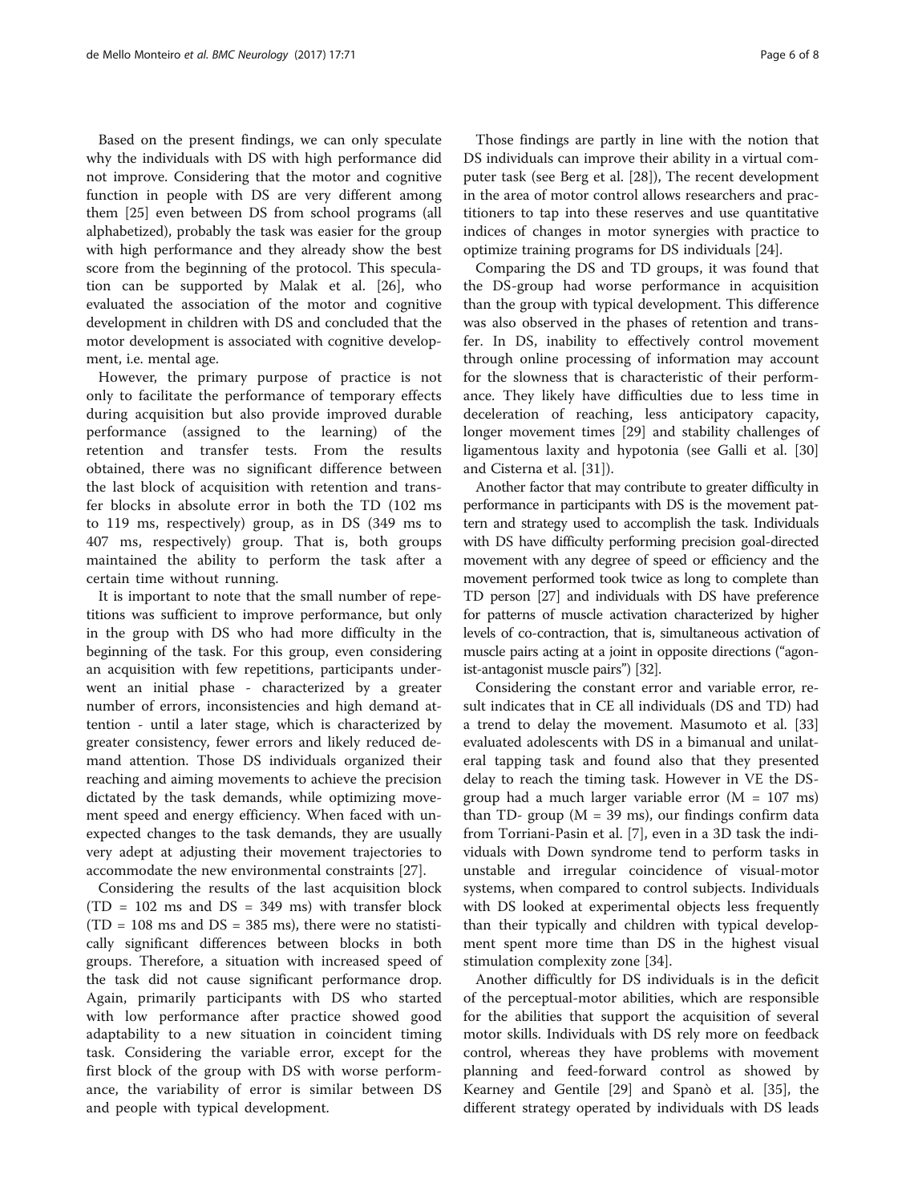Based on the present findings, we can only speculate why the individuals with DS with high performance did not improve. Considering that the motor and cognitive function in people with DS are very different among them [25] even between DS from school programs (all alphabetized), probably the task was easier for the group with high performance and they already show the best score from the beginning of the protocol. This speculation can be supported by Malak et al. [26], who evaluated the association of the motor and cognitive development in children with DS and concluded that the motor development is associated with cognitive development, i.e. mental age.

However, the primary purpose of practice is not only to facilitate the performance of temporary effects during acquisition but also provide improved durable performance (assigned to the learning) of the retention and transfer tests. From the results obtained, there was no significant difference between the last block of acquisition with retention and transfer blocks in absolute error in both the TD (102 ms to 119 ms, respectively) group, as in DS (349 ms to 407 ms, respectively) group. That is, both groups maintained the ability to perform the task after a certain time without running.

It is important to note that the small number of repetitions was sufficient to improve performance, but only in the group with DS who had more difficulty in the beginning of the task. For this group, even considering an acquisition with few repetitions, participants underwent an initial phase - characterized by a greater number of errors, inconsistencies and high demand attention - until a later stage, which is characterized by greater consistency, fewer errors and likely reduced demand attention. Those DS individuals organized their reaching and aiming movements to achieve the precision dictated by the task demands, while optimizing movement speed and energy efficiency. When faced with unexpected changes to the task demands, they are usually very adept at adjusting their movement trajectories to accommodate the new environmental constraints [27].

Considering the results of the last acquisition block (TD = 102 ms and DS = 349 ms) with transfer block (TD = 108 ms and DS = 385 ms), there were no statistically significant differences between blocks in both groups. Therefore, a situation with increased speed of the task did not cause significant performance drop. Again, primarily participants with DS who started with low performance after practice showed good adaptability to a new situation in coincident timing task. Considering the variable error, except for the first block of the group with DS with worse performance, the variability of error is similar between DS and people with typical development.

Those findings are partly in line with the notion that DS individuals can improve their ability in a virtual computer task (see Berg et al. [28]), The recent development in the area of motor control allows researchers and practitioners to tap into these reserves and use quantitative indices of changes in motor synergies with practice to optimize training programs for DS individuals [24].

Comparing the DS and TD groups, it was found that the DS-group had worse performance in acquisition than the group with typical development. This difference was also observed in the phases of retention and transfer. In DS, inability to effectively control movement through online processing of information may account for the slowness that is characteristic of their performance. They likely have difficulties due to less time in deceleration of reaching, less anticipatory capacity, longer movement times [29] and stability challenges of ligamentous laxity and hypotonia (see Galli et al. [30] and Cisterna et al. [31]).

Another factor that may contribute to greater difficulty in performance in participants with DS is the movement pattern and strategy used to accomplish the task. Individuals with DS have difficulty performing precision goal-directed movement with any degree of speed or efficiency and the movement performed took twice as long to complete than TD person [27] and individuals with DS have preference for patterns of muscle activation characterized by higher levels of co-contraction, that is, simultaneous activation of muscle pairs acting at a joint in opposite directions ("agonist-antagonist muscle pairs") [32].

Considering the constant error and variable error, result indicates that in CE all individuals (DS and TD) had a trend to delay the movement. Masumoto et al. [33] evaluated adolescents with DS in a bimanual and unilateral tapping task and found also that they presented delay to reach the timing task. However in VE the DS-group had a much larger variable error (M = 107 ms) than TD- group (M = 39 ms), our findings confirm data from Torriani-Pasin et al. [7], even in a 3D task the individuals with Down syndrome tend to perform tasks in unstable and irregular coincidence of visual-motor systems, when compared to control subjects. Individuals with DS looked at experimental objects less frequently than their typically and children with typical development spent more time than DS in the highest visual stimulation complexity zone [34].

Another difficultly for DS individuals is in the deficit of the perceptual-motor abilities, which are responsible for the abilities that support the acquisition of several motor skills. Individuals with DS rely more on feedback control, whereas they have problems with movement planning and feed-forward control as showed by Kearney and Gentile [29] and Spanò et al. [35], the different strategy operated by individuals with DS leads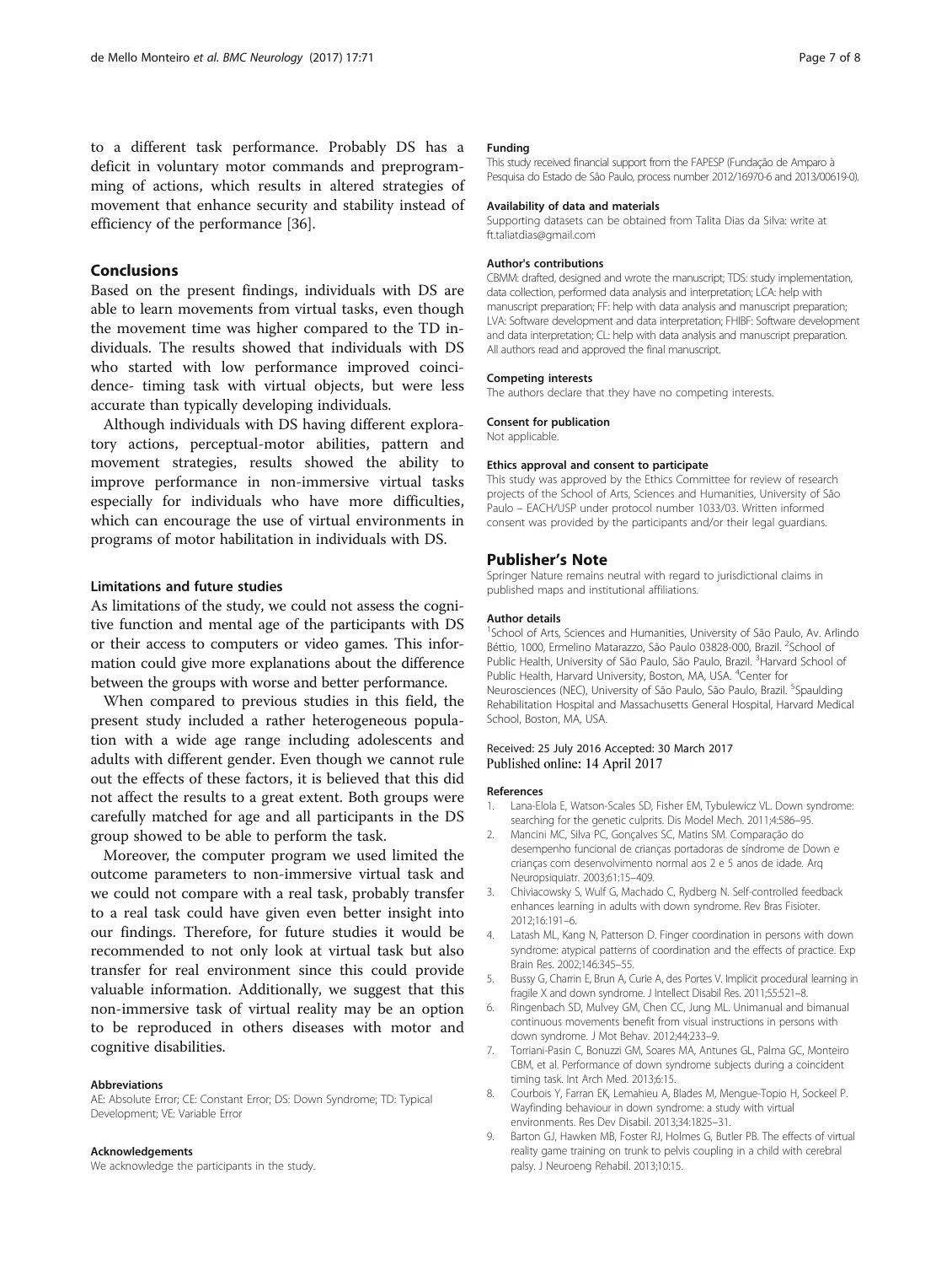to a different task performance. Probably DS has a deficit in voluntary motor commands and preprogramming of actions, which results in altered strategies of movement that enhance security and stability instead of efficiency of the performance [36].

## Conclusions

Based on the present findings, individuals with DS are able to learn movements from virtual tasks, even though the movement time was higher compared to the TD individuals. The results showed that individuals with DS who started with low performance improved coincidence- timing task with virtual objects, but were less accurate than typically developing individuals.

Although individuals with DS having different exploratory actions, perceptual-motor abilities, pattern and movement strategies, results showed the ability to improve performance in non-immersive virtual tasks especially for individuals who have more difficulties, which can encourage the use of virtual environments in programs of motor habilitation in individuals with DS.

### Limitations and future studies

As limitations of the study, we could not assess the cognitive function and mental age of the participants with DS or their access to computers or video games. This information could give more explanations about the difference between the groups with worse and better performance.

When compared to previous studies in this field, the present study included a rather heterogeneous population with a wide age range including adolescents and adults with different gender. Even though we cannot rule out the effects of these factors, it is believed that this did not affect the results to a great extent. Both groups were carefully matched for age and all participants in the DS group showed to be able to perform the task.

Moreover, the computer program we used limited the outcome parameters to non-immersive virtual task and we could not compare with a real task, probably transfer to a real task could have given even better insight into our findings. Therefore, for future studies it would be recommended to not only look at virtual task but also transfer for real environment since this could provide valuable information. Additionally, we suggest that this non-immersive task of virtual reality may be an option to be reproduced in others diseases with motor and cognitive disabilities.

#### Abbreviations

AE: Absolute Error; CE: Constant Error; DS: Down Syndrome; TD: Typical Development; VE: Variable Error

#### Acknowledgements

We acknowledge the participants in the study.

#### Funding

This study received financial support from the FAPESP (Fundação de Amparo à Pesquisa do Estado de São Paulo, process number 2012/16970-6 and 2013/00619-0).

#### Availability of data and materials

Supporting datasets can be obtained from Talita Dias da Silva: write at ft.taliatdias@gmail.com

#### Author's contributions

CBMM: drafted, designed and wrote the manuscript; TDS: study implementation, data collection, performed data analysis and interpretation; LCA: help with manuscript preparation; FF: help with data analysis and manuscript preparation; LVA: Software development and data interpretation; FHIBF: Software development and data interpretation; CL: help with data analysis and manuscript preparation. All authors read and approved the final manuscript.

#### Competing interests

The authors declare that they have no competing interests.

#### Consent for publication

Not applicable.

#### Ethics approval and consent to participate

This study was approved by the Ethics Committee for review of research projects of the School of Arts, Sciences and Humanities, University of São Paulo – EACH/USP under protocol number 1033/03. Written informed consent was provided by the participants and/or their legal guardians.

## Publisher's Note

Springer Nature remains neutral with regard to jurisdictional claims in published maps and institutional affiliations.

#### Author details

[1]School of Arts, Sciences and Humanities, University of São Paulo, Av. Arlindo Béttio, 1000, Ermelino Matarazzo, São Paulo 03828-000, Brazil. [2]School of Public Health, University of São Paulo, São Paulo, Brazil. [3]Harvard School of Public Health, Harvard University, Boston, MA, USA. [4]Center for Neurosciences (NEC), University of São Paulo, São Paulo, Brazil. [5]Spaulding Rehabilitation Hospital and Massachusetts General Hospital, Harvard Medical School, Boston, MA, USA.

Received: 25 July 2016 Accepted: 30 March 2017
Published online: 14 April 2017

#### References

1. Lana-Elola E, Watson-Scales SD, Fisher EM, Tybulewicz VL. Down syndrome: searching for the genetic culprits. Dis Model Mech. 2011;4:586–95.
2. Mancini MC, Silva PC, Gonçalves SC, Matins SM. Comparação do desempenho funcional de crianças portadoras de síndrome de Down e crianças com desenvolvimento normal aos 2 e 5 anos de idade. Arq Neuropsiquiatr. 2003;61:15–409.
3. Chiviacowsky S, Wulf G, Machado C, Rydberg N. Self-controlled feedback enhances learning in adults with down syndrome. Rev Bras Fisioter. 2012;16:191–6.
4. Latash ML, Kang N, Patterson D. Finger coordination in persons with down syndrome: atypical patterns of coordination and the effects of practice. Exp Brain Res. 2002;146:345–55.
5. Bussy G, Charrin E, Brun A, Curie A, des Portes V. Implicit procedural learning in fragile X and down syndrome. J Intellect Disabil Res. 2011;55:521–8.
6. Ringenbach SD, Mulvey GM, Chen CC, Jung ML. Unimanual and bimanual continuous movements benefit from visual instructions in persons with down syndrome. J Mot Behav. 2012;44:233–9.
7. Torriani-Pasin C, Bonuzzi GM, Soares MA, Antunes GL, Palma GC, Monteiro CBM, et al. Performance of down syndrome subjects during a coincident timing task. Int Arch Med. 2013;6:15.
8. Courbois Y, Farran EK, Lemahieu A, Blades M, Mengue-Topio H, Sockeel P. Wayfinding behaviour in down syndrome: a study with virtual environments. Res Dev Disabil. 2013;34:1825–31.
9. Barton GJ, Hawken MB, Foster RJ, Holmes G, Butler PB. The effects of virtual reality game training on trunk to pelvis coupling in a child with cerebral palsy. J Neuroeng Rehabil. 2013;10:15.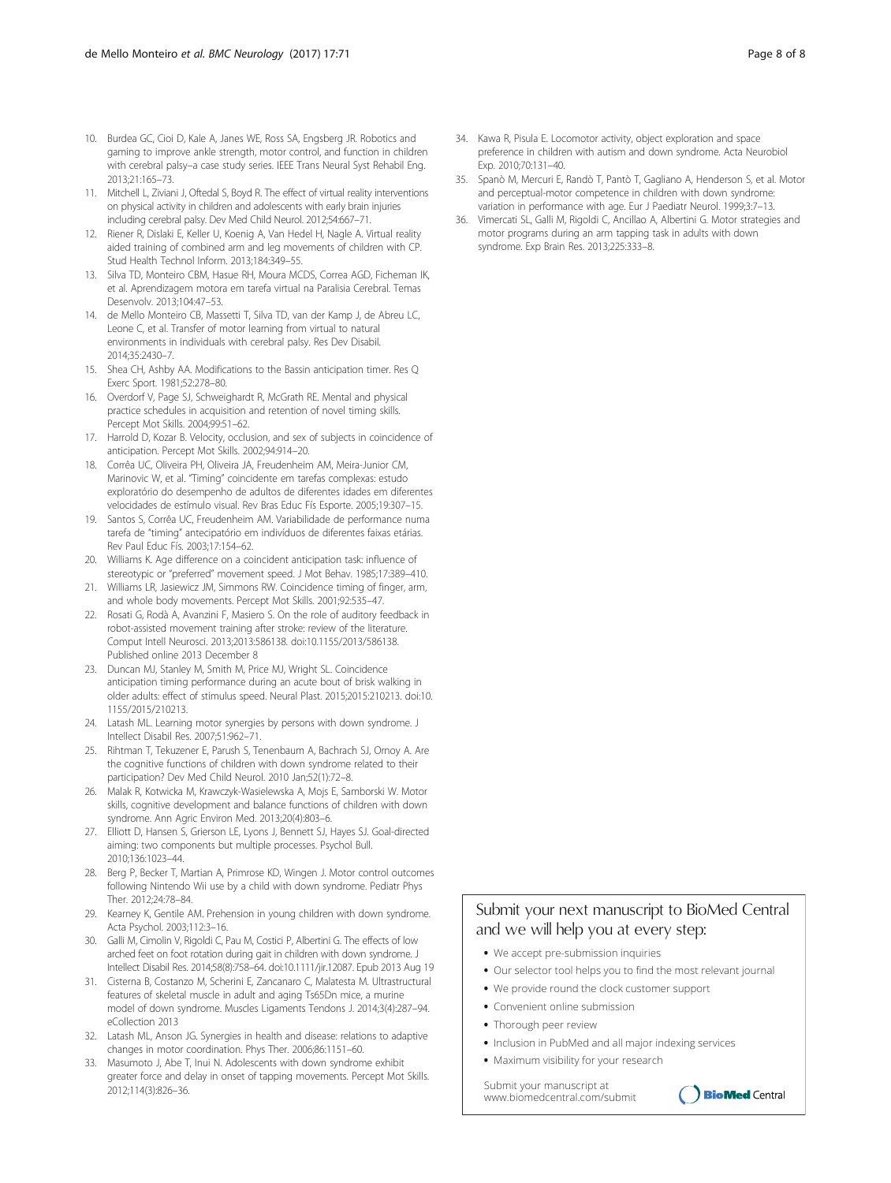10. Burdea GC, Cioi D, Kale A, Janes WE, Ross SA, Engsberg JR. Robotics and gaming to improve ankle strength, motor control, and function in children with cerebral palsy–a case study series. IEEE Trans Neural Syst Rehabil Eng. 2013;21:165–73.
11. Mitchell L, Ziviani J, Oftedal S, Boyd R. The effect of virtual reality interventions on physical activity in children and adolescents with early brain injuries including cerebral palsy. Dev Med Child Neurol. 2012;54:667–71.
12. Riener R, Dislaki E, Keller U, Koenig A, Van Hedel H, Nagle A. Virtual reality aided training of combined arm and leg movements of children with CP. Stud Health Technol Inform. 2013;184:349–55.
13. Silva TD, Monteiro CBM, Hasue RH, Moura MCDS, Correa AGD, Ficheman IK, et al. Aprendizagem motora em tarefa virtual na Paralisia Cerebral. Temas Desenvolv. 2013;104:47–53.
14. de Mello Monteiro CB, Massetti T, Silva TD, van der Kamp J, de Abreu LC, Leone C, et al. Transfer of motor learning from virtual to natural environments in individuals with cerebral palsy. Res Dev Disabil. 2014;35:2430–7.
15. Shea CH, Ashby AA. Modifications to the Bassin anticipation timer. Res Q Exerc Sport. 1981;52:278–80.
16. Overdorf V, Page SJ, Schweighardt R, McGrath RE. Mental and physical practice schedules in acquisition and retention of novel timing skills. Percept Mot Skills. 2004;99:51–62.
17. Harrold D, Kozar B. Velocity, occlusion, and sex of subjects in coincidence of anticipation. Percept Mot Skills. 2002;94:914–20.
18. Corrêa UC, Oliveira PH, Oliveira JA, Freudenheim AM, Meira-Junior CM, Marinovic W, et al. "Timing" coincidente em tarefas complexas: estudo exploratório do desempenho de adultos de diferentes idades em diferentes velocidades de estímulo visual. Rev Bras Educ Fís Esporte. 2005;19:307–15.
19. Santos S, Corrêa UC, Freudenheim AM. Variabilidade de performance numa tarefa de "timing" antecipatório em indivíduos de diferentes faixas etárias. Rev Paul Educ Fís. 2003;17:154–62.
20. Williams K. Age difference on a coincident anticipation task: influence of stereotypic or "preferred" movement speed. J Mot Behav. 1985;17:389–410.
21. Williams LR, Jasiewicz JM, Simmons RW. Coincidence timing of finger, arm, and whole body movements. Percept Mot Skills. 2001;92:535–47.
22. Rosati G, Rodà A, Avanzini F, Masiero S. On the role of auditory feedback in robot-assisted movement training after stroke: review of the literature. Comput Intell Neurosci. 2013;2013:586138. doi:10.1155/2013/586138. Published online 2013 December 8
23. Duncan MJ, Stanley M, Smith M, Price MJ, Wright SL. Coincidence anticipation timing performance during an acute bout of brisk walking in older adults: effect of stimulus speed. Neural Plast. 2015;2015:210213. doi:10.1155/2015/210213.
24. Latash ML. Learning motor synergies by persons with down syndrome. J Intellect Disabil Res. 2007;51:962–71.
25. Rihtman T, Tekuzener E, Parush S, Tenenbaum A, Bachrach SJ, Ornoy A. Are the cognitive functions of children with down syndrome related to their participation? Dev Med Child Neurol. 2010 Jan;52(1):72–8.
26. Malak R, Kotwicka M, Krawczyk-Wasielewska A, Mojs E, Samborski W. Motor skills, cognitive development and balance functions of children with down syndrome. Ann Agric Environ Med. 2013;20(4):803–6.
27. Elliott D, Hansen S, Grierson LE, Lyons J, Bennett SJ, Hayes SJ. Goal-directed aiming: two components but multiple processes. Psychol Bull. 2010;136:1023–44.
28. Berg P, Becker T, Martian A, Primrose KD, Wingen J. Motor control outcomes following Nintendo Wii use by a child with down syndrome. Pediatr Phys Ther. 2012;24:78–84.
29. Kearney K, Gentile AM. Prehension in young children with down syndrome. Acta Psychol. 2003;112:3–16.
30. Galli M, Cimolin V, Rigoldi C, Pau M, Costici P, Albertini G. The effects of low arched feet on foot rotation during gait in children with down syndrome. J Intellect Disabil Res. 2014;58(8):758–64. doi:10.1111/jir.12087. Epub 2013 Aug 19
31. Cisterna B, Costanzo M, Scherini E, Zancanaro C, Malatesta M. Ultrastructural features of skeletal muscle in adult and aging Ts65Dn mice, a murine model of down syndrome. Muscles Ligaments Tendons J. 2014;3(4):287–94. eCollection 2013
32. Latash ML, Anson JG. Synergies in health and disease: relations to adaptive changes in motor coordination. Phys Ther. 2006;86:1151–60.
33. Masumoto J, Abe T, Inui N. Adolescents with down syndrome exhibit greater force and delay in onset of tapping movements. Percept Mot Skills. 2012;114(3):826–36.
34. Kawa R, Pisula E. Locomotor activity, object exploration and space preference in children with autism and down syndrome. Acta Neurobiol Exp. 2010;70:131–40.
35. Spanò M, Mercuri E, Randò T, Pantò T, Gagliano A, Henderson S, et al. Motor and perceptual-motor competence in children with down syndrome: variation in performance with age. Eur J Paediatr Neurol. 1999;3:7–13.
36. Vimercati SL, Galli M, Rigoldi C, Ancillao A, Albertini G. Motor strategies and motor programs during an arm tapping task in adults with down syndrome. Exp Brain Res. 2013;225:333–8.

Submit your next manuscript to BioMed Central and we will help you at every step:

- We accept pre-submission inquiries
- Our selector tool helps you to find the most relevant journal
- We provide round the clock customer support
- Convenient online submission
- Thorough peer review
- Inclusion in PubMed and all major indexing services
- Maximum visibility for your research

Submit your manuscript at
www.biomedcentral.com/submit

BioMed Central